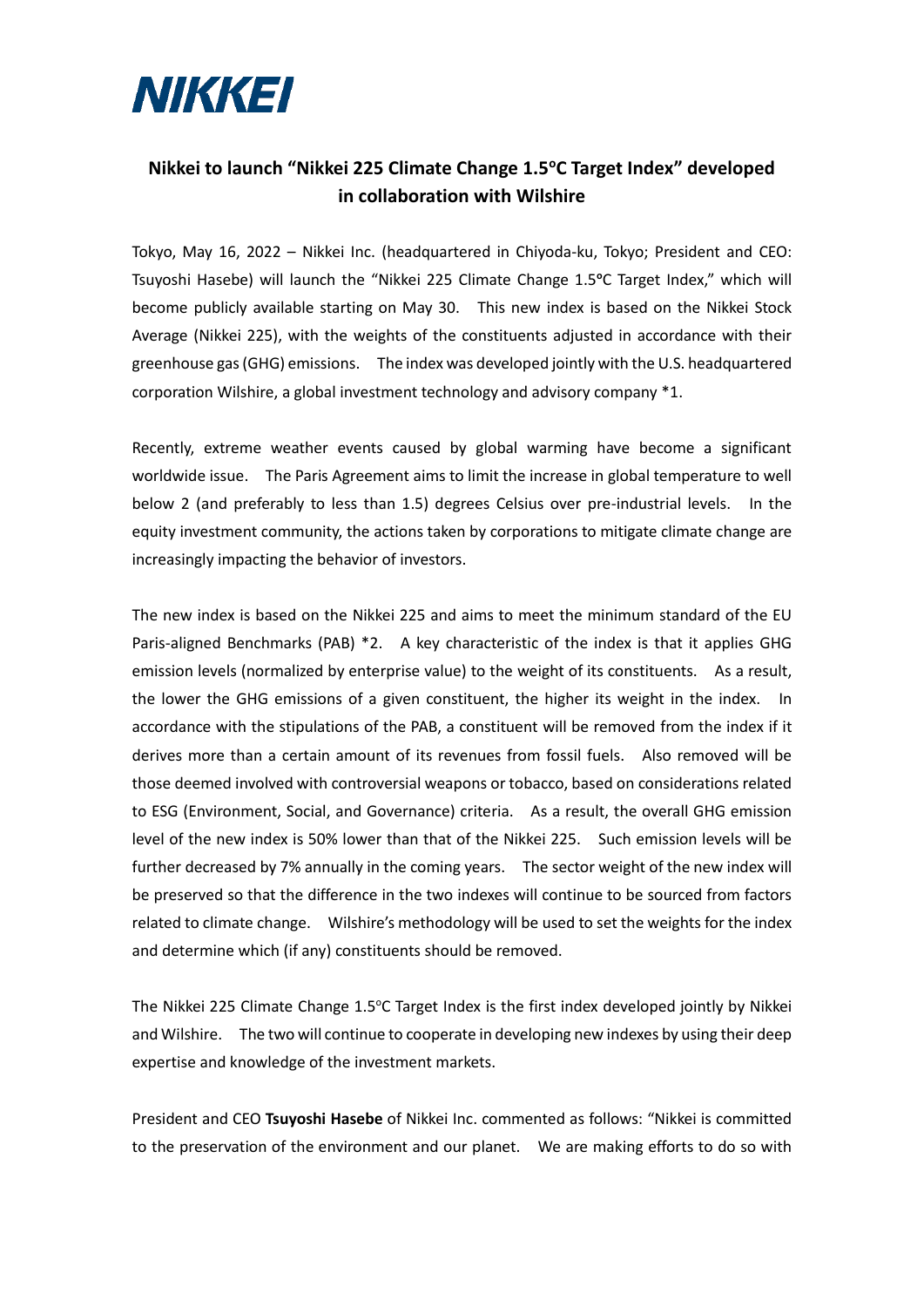NIKKEI

# Nikkei to launch "Nikkei 225 Climate Change 1.5°C Target Index" developed in collaboration with Wilshire

Tokyo, May 16, 2022 – Nikkei Inc. (headquartered in Chiyoda-ku, Tokyo; President and CEO: Tsuyoshi Hasebe) will launch the "Nikkei 225 Climate Change 1.5°C Target Index," which will become publicly available starting on May 30. This new index is based on the Nikkei Stock Average (Nikkei 225), with the weights of the constituents adjusted in accordance with their greenhouse gas (GHG) emissions. The index was developed jointly with the U.S. headquartered corporation Wilshire, a global investment technology and advisory company *1.

Recently, extreme weather events caused by global warming have become a significant worldwide issue. The Paris Agreement aims to limit the increase in global temperature to well below 2 (and preferably to less than 1.5) degrees Celsius over pre-industrial levels. In the equity investment community, the actions taken by corporations to mitigate climate change are increasingly impacting the behavior of investors.

The new index is based on the Nikkei 225 and aims to meet the minimum standard of the EU Paris-aligned Benchmarks (PAB) *2. A key characteristic of the index is that it applies GHG emission levels (normalized by enterprise value) to the weight of its constituents. As a result, the lower the GHG emissions of a given constituent, the higher its weight in the index. In accordance with the stipulations of the PAB, a constituent will be removed from the index if it derives more than a certain amount of its revenues from fossil fuels. Also removed will be those deemed involved with controversial weapons or tobacco, based on considerations related to ESG (Environment, Social, and Governance) criteria. As a result, the overall GHG emission level of the new index is 50% lower than that of the Nikkei 225. Such emission levels will be further decreased by 7% annually in the coming years. The sector weight of the new index will be preserved so that the difference in the two indexes will continue to be sourced from factors related to climate change. Wilshire's methodology will be used to set the weights for the index and determine which (if any) constituents should be removed.

The Nikkei 225 Climate Change 1.5°C Target Index is the first index developed jointly by Nikkei and Wilshire. The two will continue to cooperate in developing new indexes by using their deep expertise and knowledge of the investment markets.

President and CEO **Tsuyoshi Hasebe** of Nikkei Inc. commented as follows: "Nikkei is committed to the preservation of the environment and our planet. We are making efforts to do so with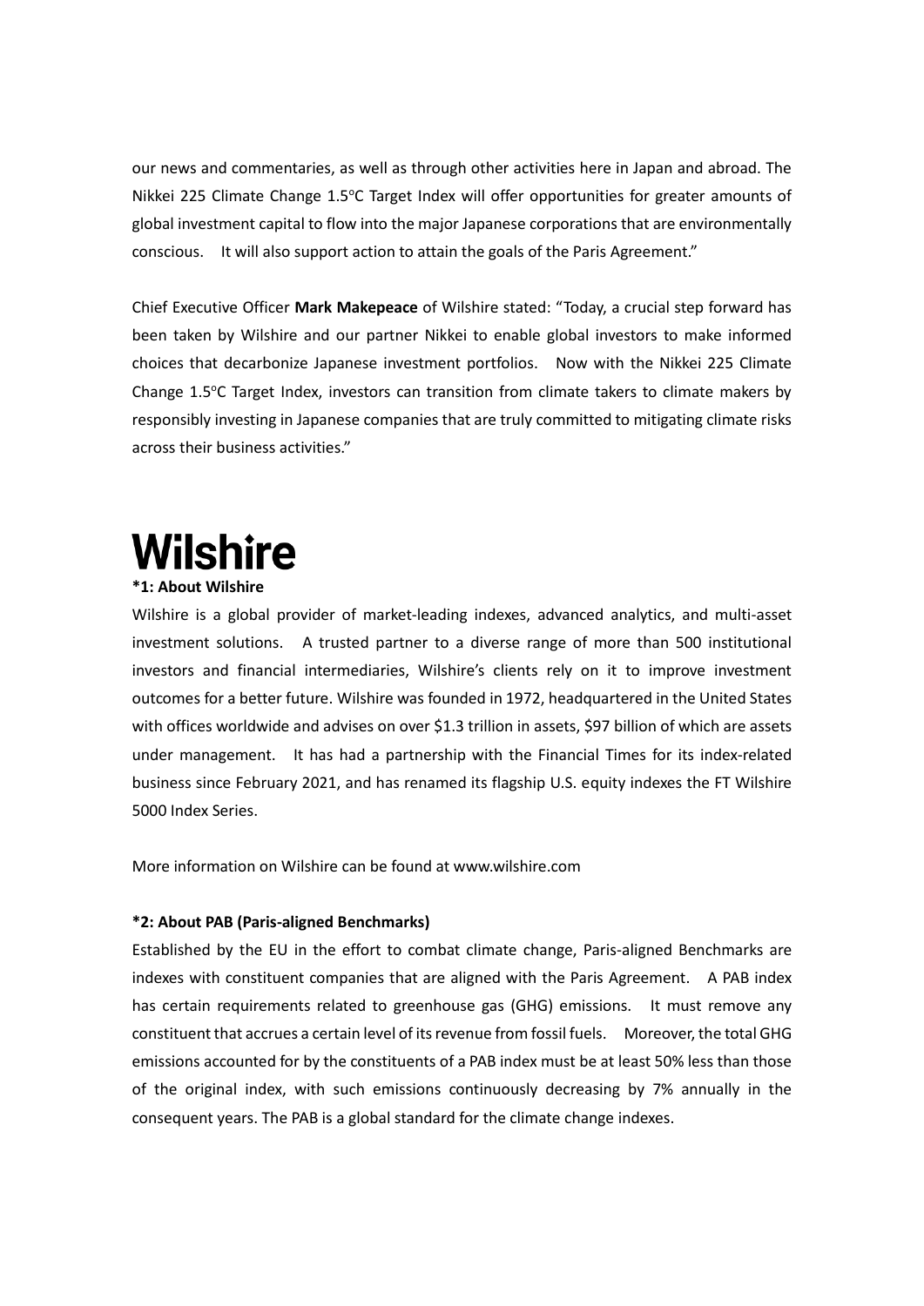our news and commentaries, as well as through other activities here in Japan and abroad. The Nikkei 225 Climate Change 1.5°C Target Index will offer opportunities for greater amounts of global investment capital to flow into the major Japanese corporations that are environmentally conscious. It will also support action to attain the goals of the Paris Agreement."

Chief Executive Officer **Mark Makepeace** of Wilshire stated: "Today, a crucial step forward has been taken by Wilshire and our partner Nikkei to enable global investors to make informed choices that decarbonize Japanese investment portfolios. Now with the Nikkei 225 Climate Change 1.5°C Target Index, investors can transition from climate takers to climate makers by responsibly investing in Japanese companies that are truly committed to mitigating climate risks across their business activities."

# Wilshire

**\*1: About Wilshire**

Wilshire is a global provider of market-leading indexes, advanced analytics, and multi-asset investment solutions. A trusted partner to a diverse range of more than 500 institutional investors and financial intermediaries, Wilshire's clients rely on it to improve investment outcomes for a better future. Wilshire was founded in 1972, headquartered in the United States with offices worldwide and advises on over $1.3 trillion in assets, $97 billion of which are assets under management. It has had a partnership with the Financial Times for its index-related business since February 2021, and has renamed its flagship U.S. equity indexes the FT Wilshire 5000 Index Series.

More information on Wilshire can be found at www.wilshire.com

**\*2: About PAB (Paris-aligned Benchmarks)**

Established by the EU in the effort to combat climate change, Paris-aligned Benchmarks are indexes with constituent companies that are aligned with the Paris Agreement. A PAB index has certain requirements related to greenhouse gas (GHG) emissions. It must remove any constituent that accrues a certain level of its revenue from fossil fuels. Moreover, the total GHG emissions accounted for by the constituents of a PAB index must be at least 50% less than those of the original index, with such emissions continuously decreasing by 7% annually in the consequent years. The PAB is a global standard for the climate change indexes.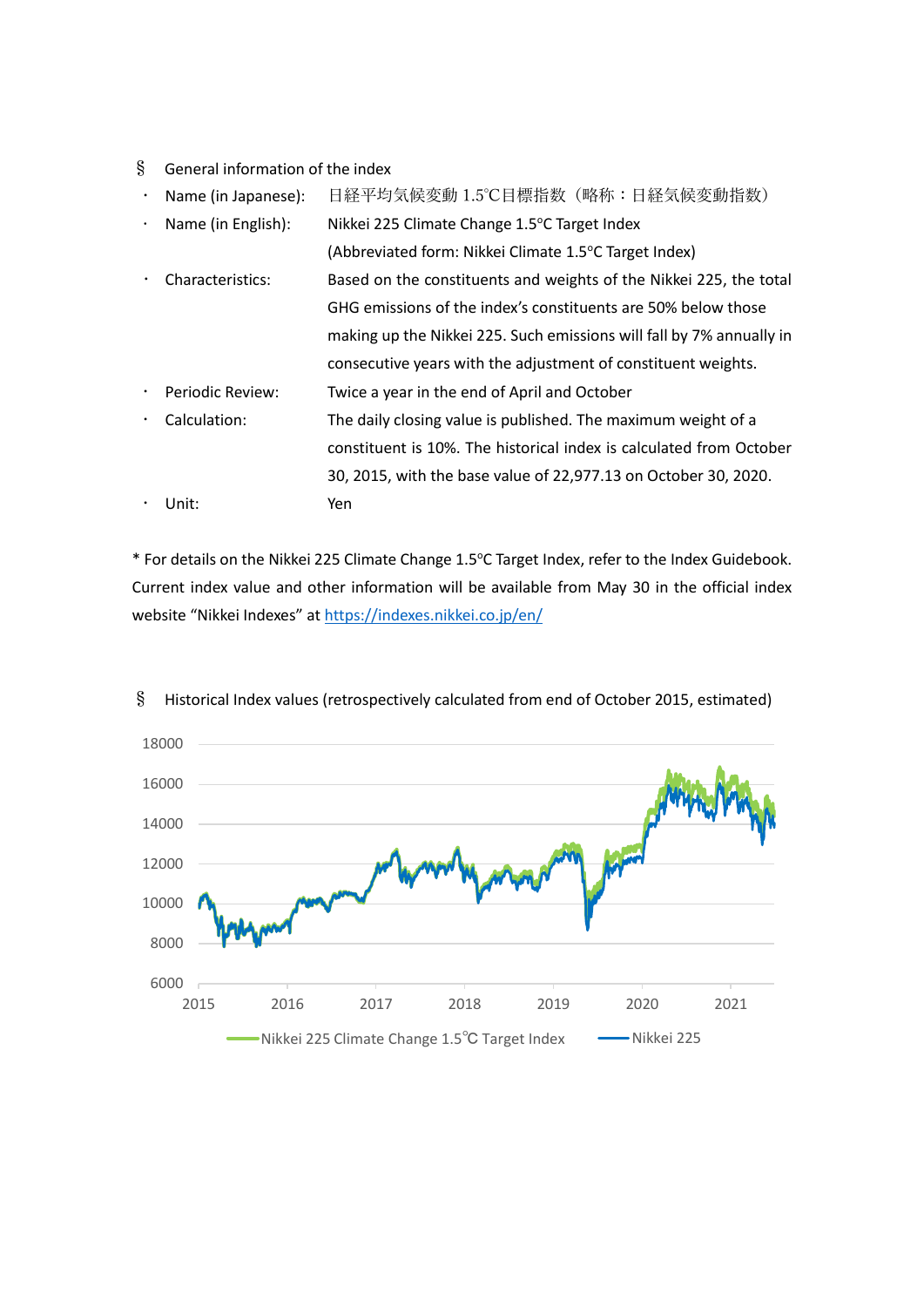§ General information of the index

- Name (in Japanese): 日経平均気候変動 1.5℃目標指数（略称：日経気候変動指数）
- Name (in English): Nikkei 225 Climate Change 1.5°C Target Index
  (Abbreviated form: Nikkei Climate 1.5°C Target Index)
- Characteristics: Based on the constituents and weights of the Nikkei 225, the total GHG emissions of the index's constituents are 50% below those making up the Nikkei 225. Such emissions will fall by 7% annually in consecutive years with the adjustment of constituent weights.
- Periodic Review: Twice a year in the end of April and October
- Calculation: The daily closing value is published. The maximum weight of a constituent is 10%. The historical index is calculated from October 30, 2015, with the base value of 22,977.13 on October 30, 2020.
- Unit: Yen

* For details on the Nikkei 225 Climate Change 1.5°C Target Index, refer to the Index Guidebook. Current index value and other information will be available from May 30 in the official index website "Nikkei Indexes" at https://indexes.nikkei.co.jp/en/

§ Historical Index values (retrospectively calculated from end of October 2015, estimated)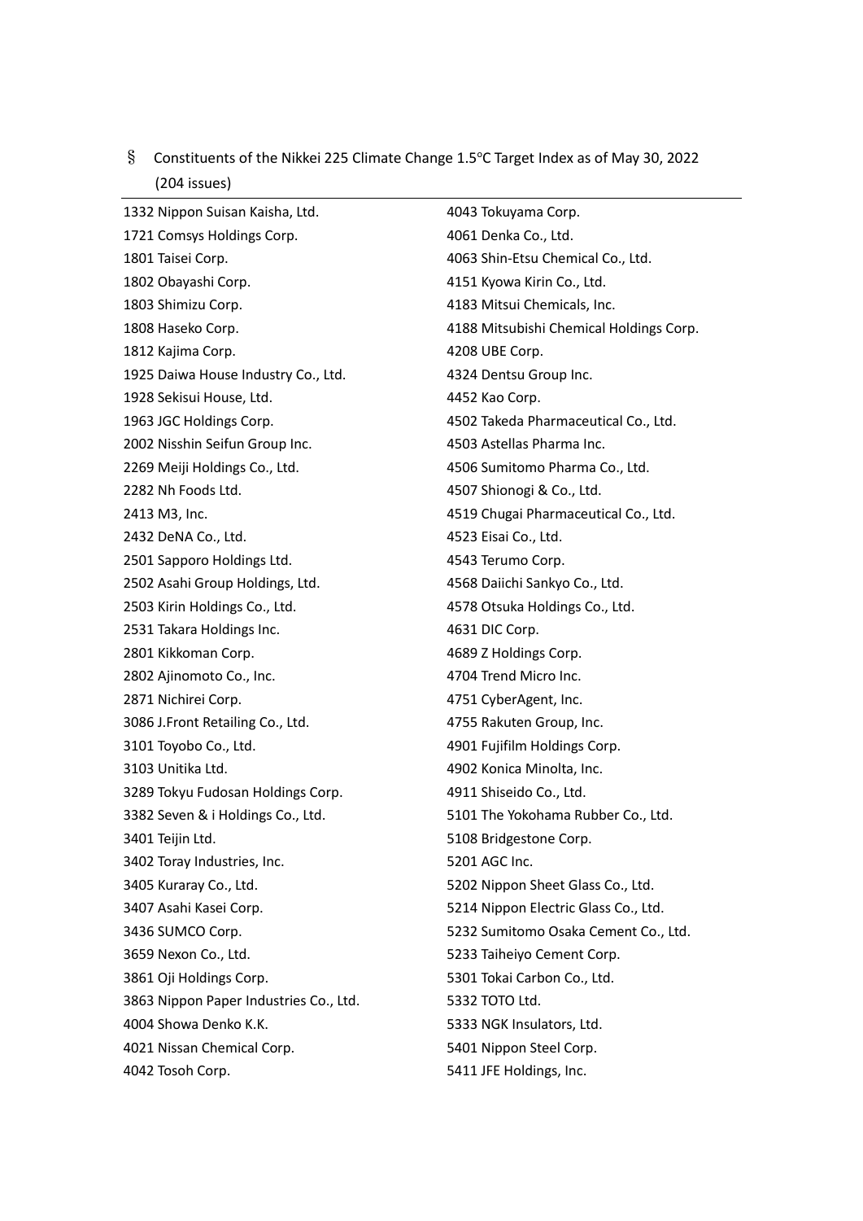§ Constituents of the Nikkei 225 Climate Change 1.5°C Target Index as of May 30, 2022 (204 issues)

1332 Nippon Suisan Kaisha, Ltd.
1721 Comsys Holdings Corp.
1801 Taisei Corp.
1802 Obayashi Corp.
1803 Shimizu Corp.
1808 Haseko Corp.
1812 Kajima Corp.
1925 Daiwa House Industry Co., Ltd.
1928 Sekisui House, Ltd.
1963 JGC Holdings Corp.
2002 Nisshin Seifun Group Inc.
2269 Meiji Holdings Co., Ltd.
2282 Nh Foods Ltd.
2413 M3, Inc.
2432 DeNA Co., Ltd.
2501 Sapporo Holdings Ltd.
2502 Asahi Group Holdings, Ltd.
2503 Kirin Holdings Co., Ltd.
2531 Takara Holdings Inc.
2801 Kikkoman Corp.
2802 Ajinomoto Co., Inc.
2871 Nichirei Corp.
3086 J.Front Retailing Co., Ltd.
3101 Toyobo Co., Ltd.
3103 Unitika Ltd.
3289 Tokyu Fudosan Holdings Corp.
3382 Seven & i Holdings Co., Ltd.
3401 Teijin Ltd.
3402 Toray Industries, Inc.
3405 Kuraray Co., Ltd.
3407 Asahi Kasei Corp.
3436 SUMCO Corp.
3659 Nexon Co., Ltd.
3861 Oji Holdings Corp.
3863 Nippon Paper Industries Co., Ltd.
4004 Showa Denko K.K.
4021 Nissan Chemical Corp.
4042 Tosoh Corp.
4043 Tokuyama Corp.
4061 Denka Co., Ltd.
4063 Shin-Etsu Chemical Co., Ltd.
4151 Kyowa Kirin Co., Ltd.
4183 Mitsui Chemicals, Inc.
4188 Mitsubishi Chemical Holdings Corp.
4208 UBE Corp.
4324 Dentsu Group Inc.
4452 Kao Corp.
4502 Takeda Pharmaceutical Co., Ltd.
4503 Astellas Pharma Inc.
4506 Sumitomo Pharma Co., Ltd.
4507 Shionogi & Co., Ltd.
4519 Chugai Pharmaceutical Co., Ltd.
4523 Eisai Co., Ltd.
4543 Terumo Corp.
4568 Daiichi Sankyo Co., Ltd.
4578 Otsuka Holdings Co., Ltd.
4631 DIC Corp.
4689 Z Holdings Corp.
4704 Trend Micro Inc.
4751 CyberAgent, Inc.
4755 Rakuten Group, Inc.
4901 Fujifilm Holdings Corp.
4902 Konica Minolta, Inc.
4911 Shiseido Co., Ltd.
5101 The Yokohama Rubber Co., Ltd.
5108 Bridgestone Corp.
5201 AGC Inc.
5202 Nippon Sheet Glass Co., Ltd.
5214 Nippon Electric Glass Co., Ltd.
5232 Sumitomo Osaka Cement Co., Ltd.
5233 Taiheiyo Cement Corp.
5301 Tokai Carbon Co., Ltd.
5332 TOTO Ltd.
5333 NGK Insulators, Ltd.
5401 Nippon Steel Corp.
5411 JFE Holdings, Inc.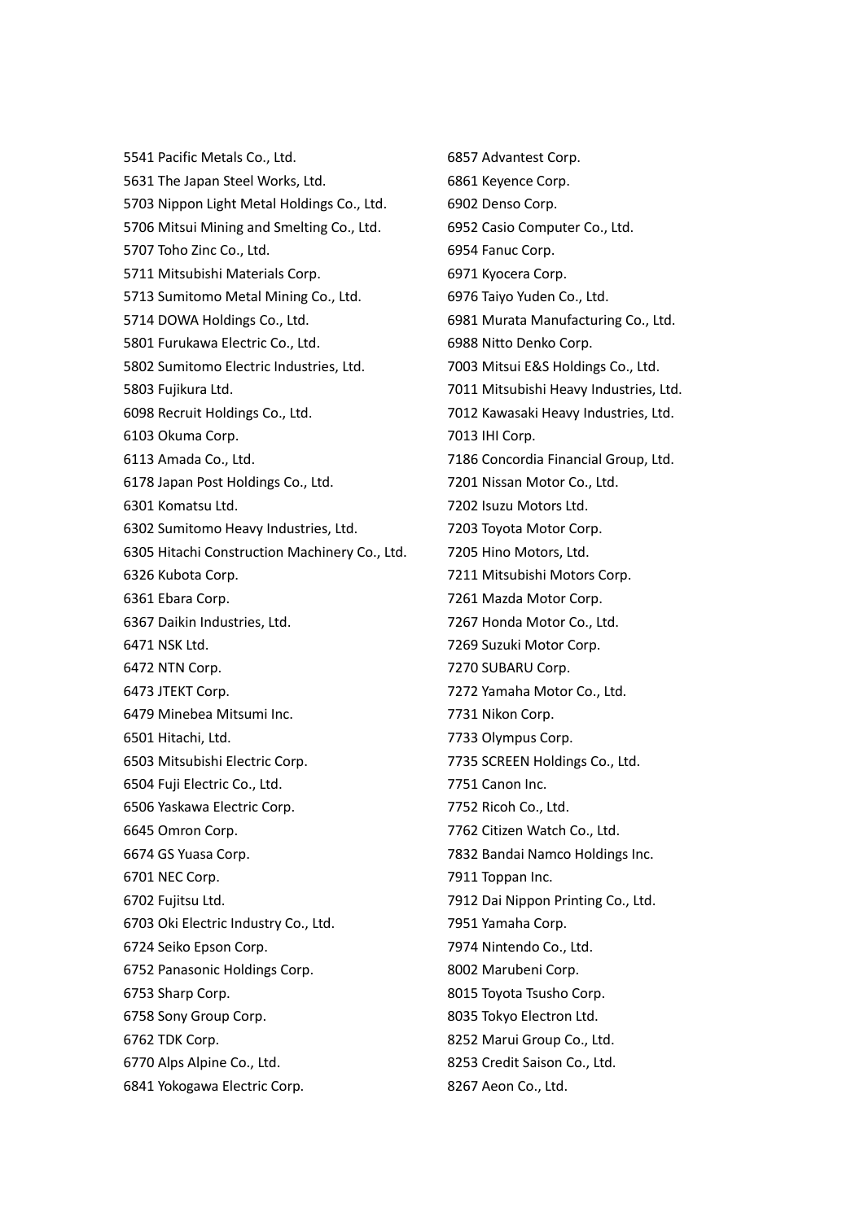5541 Pacific Metals Co., Ltd.
5631 The Japan Steel Works, Ltd.
5703 Nippon Light Metal Holdings Co., Ltd.
5706 Mitsui Mining and Smelting Co., Ltd.
5707 Toho Zinc Co., Ltd.
5711 Mitsubishi Materials Corp.
5713 Sumitomo Metal Mining Co., Ltd.
5714 DOWA Holdings Co., Ltd.
5801 Furukawa Electric Co., Ltd.
5802 Sumitomo Electric Industries, Ltd.
5803 Fujikura Ltd.
6098 Recruit Holdings Co., Ltd.
6103 Okuma Corp.
6113 Amada Co., Ltd.
6178 Japan Post Holdings Co., Ltd.
6301 Komatsu Ltd.
6302 Sumitomo Heavy Industries, Ltd.
6305 Hitachi Construction Machinery Co., Ltd.
6326 Kubota Corp.
6361 Ebara Corp.
6367 Daikin Industries, Ltd.
6471 NSK Ltd.
6472 NTN Corp.
6473 JTEKT Corp.
6479 Minebea Mitsumi Inc.
6501 Hitachi, Ltd.
6503 Mitsubishi Electric Corp.
6504 Fuji Electric Co., Ltd.
6506 Yaskawa Electric Corp.
6645 Omron Corp.
6674 GS Yuasa Corp.
6701 NEC Corp.
6702 Fujitsu Ltd.
6703 Oki Electric Industry Co., Ltd.
6724 Seiko Epson Corp.
6752 Panasonic Holdings Corp.
6753 Sharp Corp.
6758 Sony Group Corp.
6762 TDK Corp.
6770 Alps Alpine Co., Ltd.
6841 Yokogawa Electric Corp.
6857 Advantest Corp.
6861 Keyence Corp.
6902 Denso Corp.
6952 Casio Computer Co., Ltd.
6954 Fanuc Corp.
6971 Kyocera Corp.
6976 Taiyo Yuden Co., Ltd.
6981 Murata Manufacturing Co., Ltd.
6988 Nitto Denko Corp.
7003 Mitsui E&S Holdings Co., Ltd.
7011 Mitsubishi Heavy Industries, Ltd.
7012 Kawasaki Heavy Industries, Ltd.
7013 IHI Corp.
7186 Concordia Financial Group, Ltd.
7201 Nissan Motor Co., Ltd.
7202 Isuzu Motors Ltd.
7203 Toyota Motor Corp.
7205 Hino Motors, Ltd.
7211 Mitsubishi Motors Corp.
7261 Mazda Motor Corp.
7267 Honda Motor Co., Ltd.
7269 Suzuki Motor Corp.
7270 SUBARU Corp.
7272 Yamaha Motor Co., Ltd.
7731 Nikon Corp.
7733 Olympus Corp.
7735 SCREEN Holdings Co., Ltd.
7751 Canon Inc.
7752 Ricoh Co., Ltd.
7762 Citizen Watch Co., Ltd.
7832 Bandai Namco Holdings Inc.
7911 Toppan Inc.
7912 Dai Nippon Printing Co., Ltd.
7951 Yamaha Corp.
7974 Nintendo Co., Ltd.
8002 Marubeni Corp.
8015 Toyota Tsusho Corp.
8035 Tokyo Electron Ltd.
8252 Marui Group Co., Ltd.
8253 Credit Saison Co., Ltd.
8267 Aeon Co., Ltd.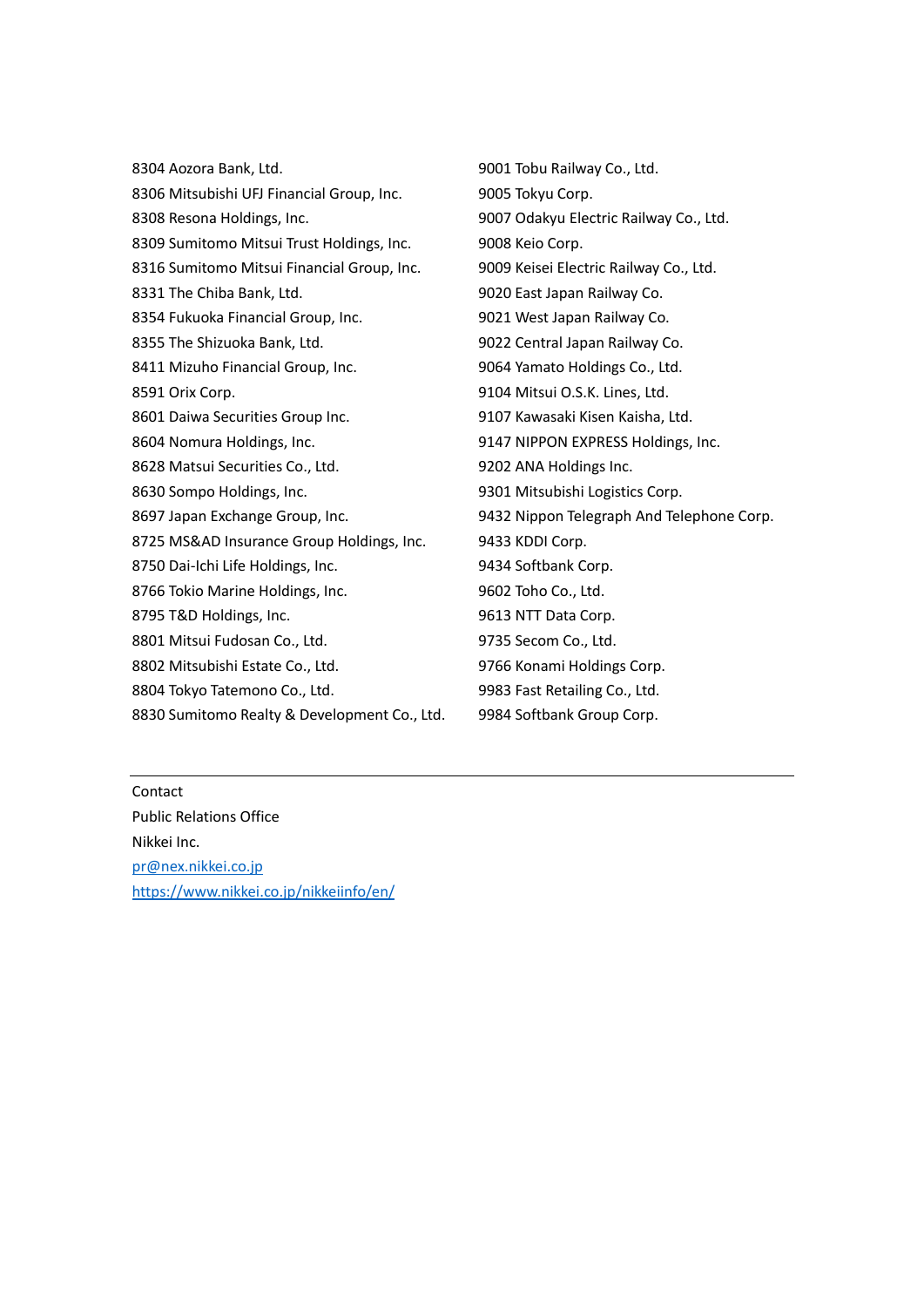8304 Aozora Bank, Ltd.
8306 Mitsubishi UFJ Financial Group, Inc.
8308 Resona Holdings, Inc.
8309 Sumitomo Mitsui Trust Holdings, Inc.
8316 Sumitomo Mitsui Financial Group, Inc.
8331 The Chiba Bank, Ltd.
8354 Fukuoka Financial Group, Inc.
8355 The Shizuoka Bank, Ltd.
8411 Mizuho Financial Group, Inc.
8591 Orix Corp.
8601 Daiwa Securities Group Inc.
8604 Nomura Holdings, Inc.
8628 Matsui Securities Co., Ltd.
8630 Sompo Holdings, Inc.
8697 Japan Exchange Group, Inc.
8725 MS&AD Insurance Group Holdings, Inc.
8750 Dai-Ichi Life Holdings, Inc.
8766 Tokio Marine Holdings, Inc.
8795 T&D Holdings, Inc.
8801 Mitsui Fudosan Co., Ltd.
8802 Mitsubishi Estate Co., Ltd.
8804 Tokyo Tatemono Co., Ltd.
8830 Sumitomo Realty & Development Co., Ltd.
9001 Tobu Railway Co., Ltd.
9005 Tokyu Corp.
9007 Odakyu Electric Railway Co., Ltd.
9008 Keio Corp.
9009 Keisei Electric Railway Co., Ltd.
9020 East Japan Railway Co.
9021 West Japan Railway Co.
9022 Central Japan Railway Co.
9064 Yamato Holdings Co., Ltd.
9104 Mitsui O.S.K. Lines, Ltd.
9107 Kawasaki Kisen Kaisha, Ltd.
9147 NIPPON EXPRESS Holdings, Inc.
9202 ANA Holdings Inc.
9301 Mitsubishi Logistics Corp.
9432 Nippon Telegraph And Telephone Corp.
9433 KDDI Corp.
9434 Softbank Corp.
9602 Toho Co., Ltd.
9613 NTT Data Corp.
9735 Secom Co., Ltd.
9766 Konami Holdings Corp.
9983 Fast Retailing Co., Ltd.
9984 Softbank Group Corp.

---

Contact
Public Relations Office
Nikkei Inc.
pr@nex.nikkei.co.jp
https://www.nikkei.co.jp/nikkeiinfo/en/